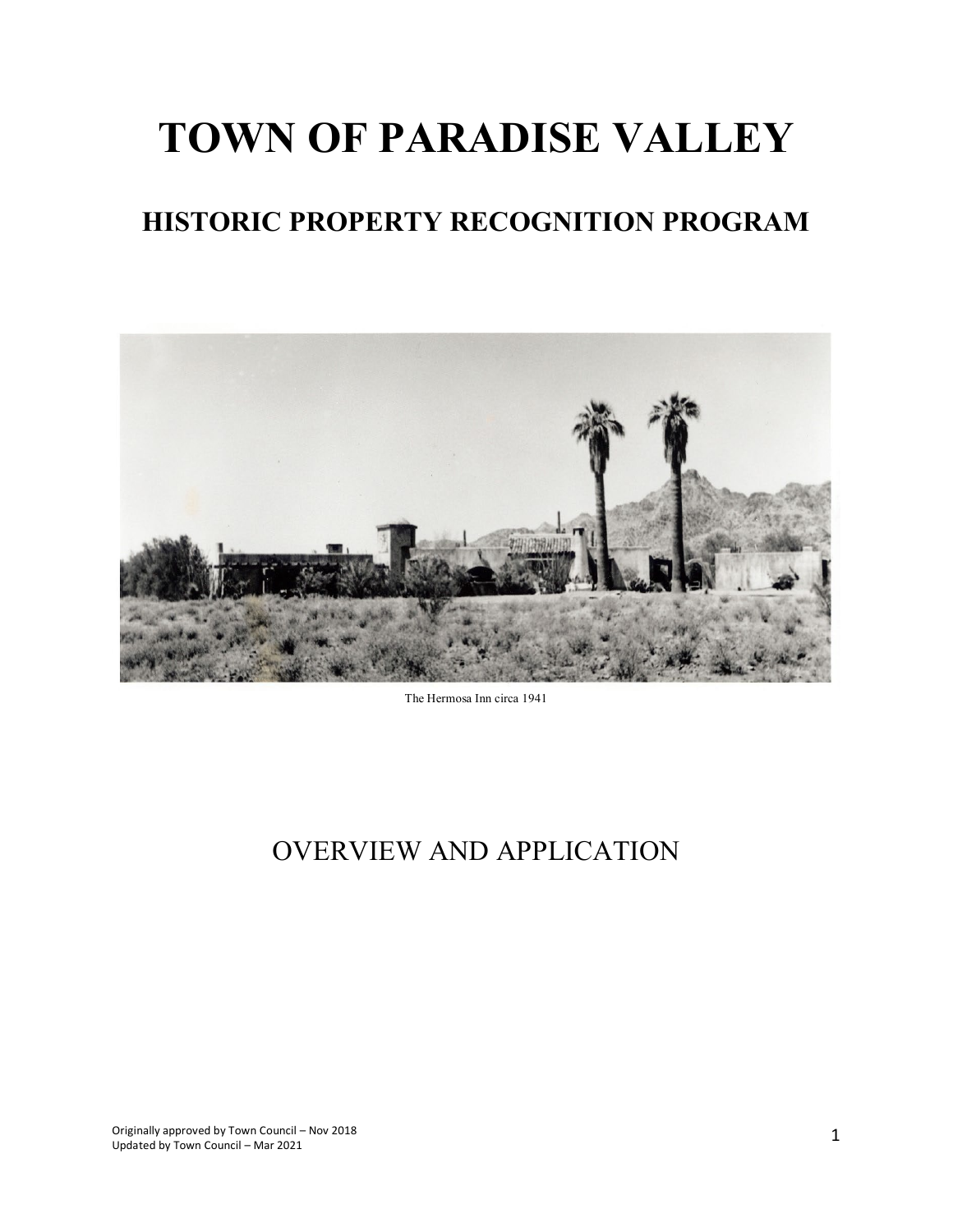# TOWN OF PARADISE VALLEY

## HISTORIC PROPERTY RECOGNITION PROGRAM

The Hermosa Inn circa 1941

OVERVIEW AND APPLICATION

Originally approved by Town Council – Nov 2018
Updated by Town Council – Mar 2021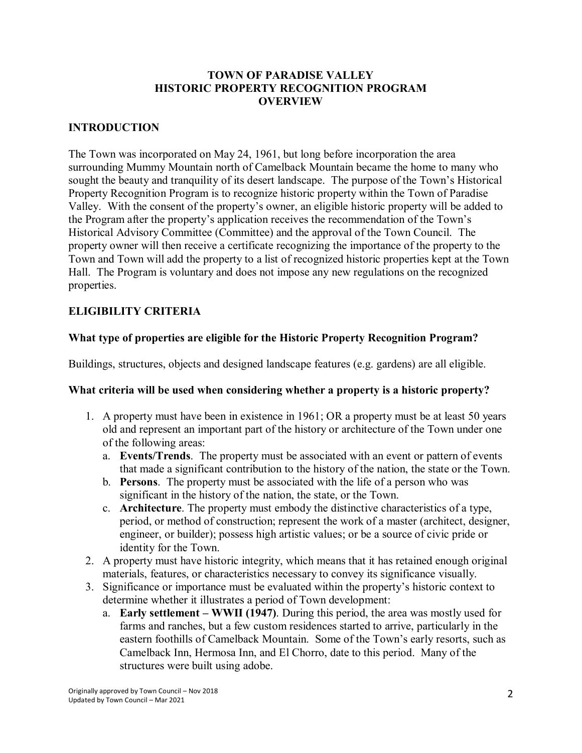# TOWN OF PARADISE VALLEY
# HISTORIC PROPERTY RECOGNITION PROGRAM
# OVERVIEW

## INTRODUCTION

The Town was incorporated on May 24, 1961, but long before incorporation the area surrounding Mummy Mountain north of Camelback Mountain became the home to many who sought the beauty and tranquility of its desert landscape. The purpose of the Town's Historical Property Recognition Program is to recognize historic property within the Town of Paradise Valley. With the consent of the property's owner, an eligible historic property will be added to the Program after the property's application receives the recommendation of the Town's Historical Advisory Committee (Committee) and the approval of the Town Council. The property owner will then receive a certificate recognizing the importance of the property to the Town and Town will add the property to a list of recognized historic properties kept at the Town Hall. The Program is voluntary and does not impose any new regulations on the recognized properties.

## ELIGIBILITY CRITERIA

### What type of properties are eligible for the Historic Property Recognition Program?

Buildings, structures, objects and designed landscape features (e.g. gardens) are all eligible.

### What criteria will be used when considering whether a property is a historic property?

1. A property must have been in existence in 1961; OR a property must be at least 50 years old and represent an important part of the history or architecture of the Town under one of the following areas:
   a. **Events/Trends**. The property must be associated with an event or pattern of events that made a significant contribution to the history of the nation, the state or the Town.
   b. **Persons**. The property must be associated with the life of a person who was significant in the history of the nation, the state, or the Town.
   c. **Architecture**. The property must embody the distinctive characteristics of a type, period, or method of construction; represent the work of a master (architect, designer, engineer, or builder); possess high artistic values; or be a source of civic pride or identity for the Town.
2. A property must have historic integrity, which means that it has retained enough original materials, features, or characteristics necessary to convey its significance visually.
3. Significance or importance must be evaluated within the property's historic context to determine whether it illustrates a period of Town development:
   a. **Early settlement – WWII (1947)**. During this period, the area was mostly used for farms and ranches, but a few custom residences started to arrive, particularly in the eastern foothills of Camelback Mountain. Some of the Town's early resorts, such as Camelback Inn, Hermosa Inn, and El Chorro, date to this period. Many of the structures were built using adobe.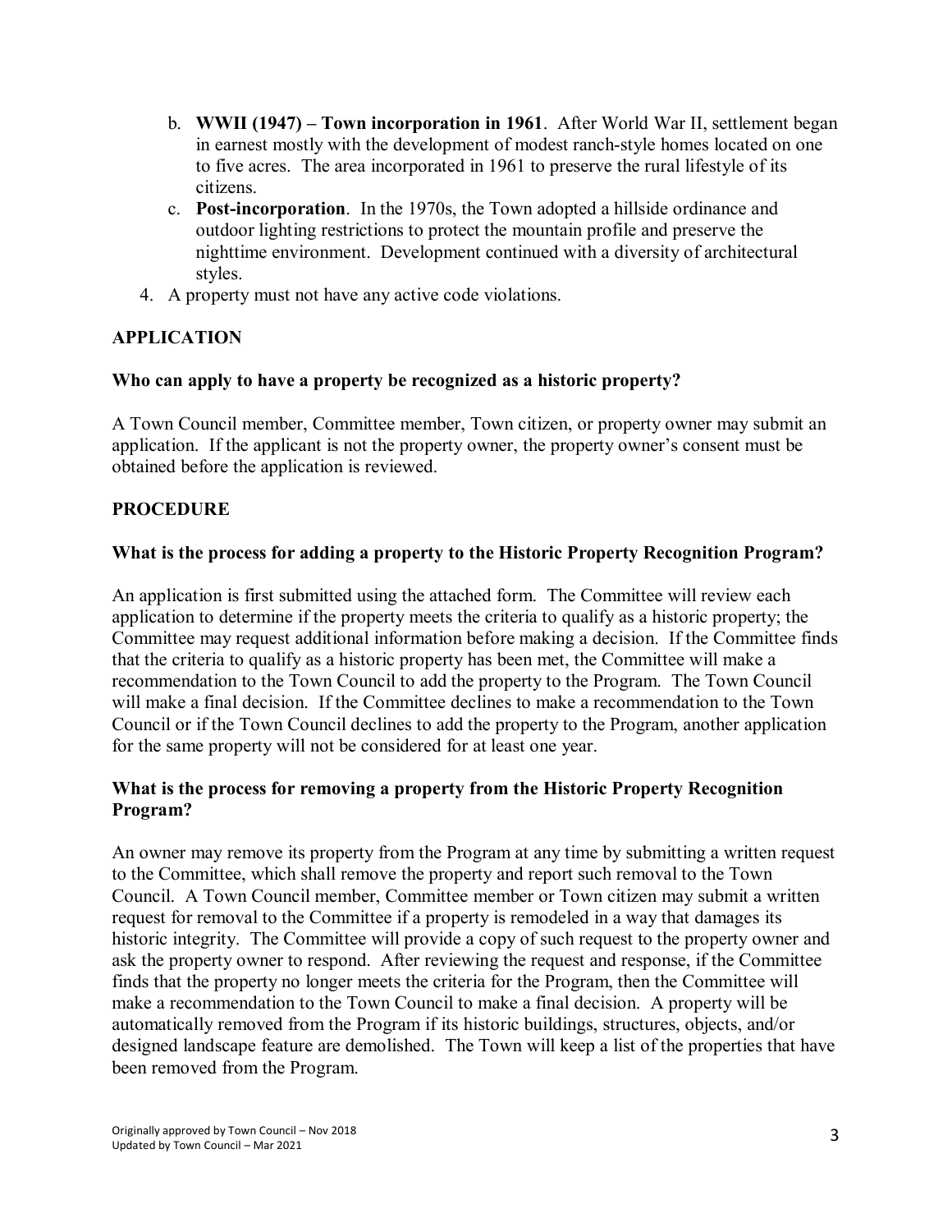b. **WWII (1947) – Town incorporation in 1961**. After World War II, settlement began in earnest mostly with the development of modest ranch-style homes located on one to five acres. The area incorporated in 1961 to preserve the rural lifestyle of its citizens.

c. **Post-incorporation**. In the 1970s, the Town adopted a hillside ordinance and outdoor lighting restrictions to protect the mountain profile and preserve the nighttime environment. Development continued with a diversity of architectural styles.

4. A property must not have any active code violations.

## APPLICATION

### Who can apply to have a property be recognized as a historic property?

A Town Council member, Committee member, Town citizen, or property owner may submit an application. If the applicant is not the property owner, the property owner's consent must be obtained before the application is reviewed.

## PROCEDURE

### What is the process for adding a property to the Historic Property Recognition Program?

An application is first submitted using the attached form. The Committee will review each application to determine if the property meets the criteria to qualify as a historic property; the Committee may request additional information before making a decision. If the Committee finds that the criteria to qualify as a historic property has been met, the Committee will make a recommendation to the Town Council to add the property to the Program. The Town Council will make a final decision. If the Committee declines to make a recommendation to the Town Council or if the Town Council declines to add the property to the Program, another application for the same property will not be considered for at least one year.

### What is the process for removing a property from the Historic Property Recognition Program?

An owner may remove its property from the Program at any time by submitting a written request to the Committee, which shall remove the property and report such removal to the Town Council. A Town Council member, Committee member or Town citizen may submit a written request for removal to the Committee if a property is remodeled in a way that damages its historic integrity. The Committee will provide a copy of such request to the property owner and ask the property owner to respond. After reviewing the request and response, if the Committee finds that the property no longer meets the criteria for the Program, then the Committee will make a recommendation to the Town Council to make a final decision. A property will be automatically removed from the Program if its historic buildings, structures, objects, and/or designed landscape feature are demolished. The Town will keep a list of the properties that have been removed from the Program.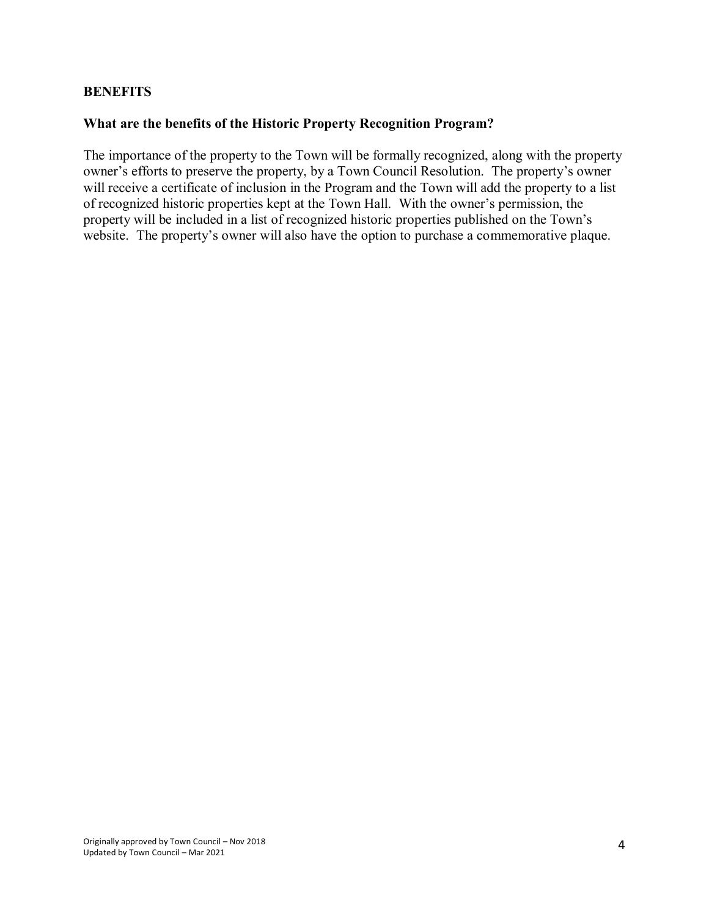## BENEFITS

### What are the benefits of the Historic Property Recognition Program?

The importance of the property to the Town will be formally recognized, along with the property owner's efforts to preserve the property, by a Town Council Resolution. The property's owner will receive a certificate of inclusion in the Program and the Town will add the property to a list of recognized historic properties kept at the Town Hall. With the owner's permission, the property will be included in a list of recognized historic properties published on the Town's website. The property's owner will also have the option to purchase a commemorative plaque.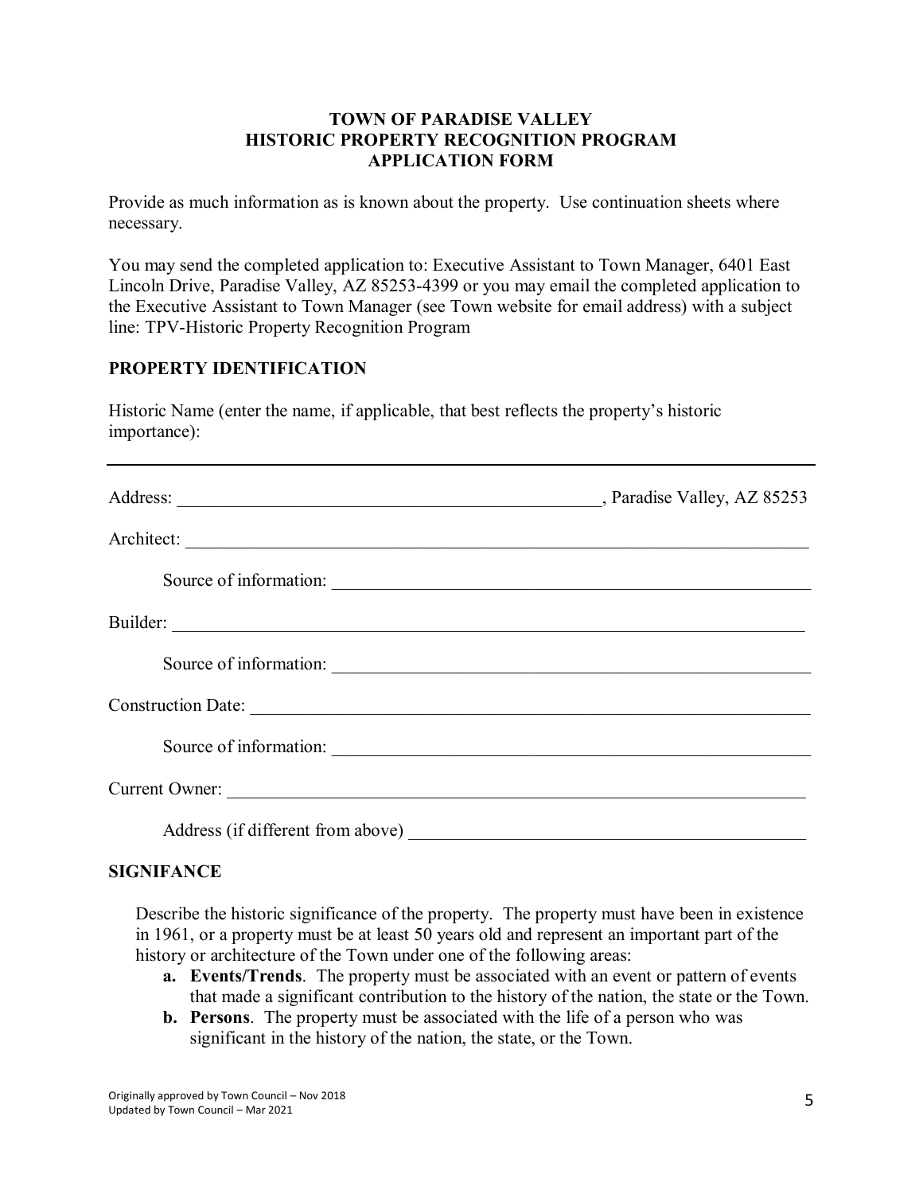**TOWN OF PARADISE VALLEY**
**HISTORIC PROPERTY RECOGNITION PROGRAM**
**APPLICATION FORM**

Provide as much information as is known about the property. Use continuation sheets where necessary.

You may send the completed application to: Executive Assistant to Town Manager, 6401 East Lincoln Drive, Paradise Valley, AZ 85253-4399 or you may email the completed application to the Executive Assistant to Town Manager (see Town website for email address) with a subject line: TPV-Historic Property Recognition Program

## PROPERTY IDENTIFICATION

Historic Name (enter the name, if applicable, that best reflects the property's historic importance):

___________________________________________________________________________

Address: _______________________________________________, Paradise Valley, AZ 85253

Architect: ______________________________________________________________________

Source of information: ____________________________________________________

Builder: ________________________________________________________________________

Source of information: ____________________________________________________

Construction Date: ______________________________________________________________

Source of information: ____________________________________________________

Current Owner: __________________________________________________________________

Address (if different from above) ________________________________________

## SIGNIFANCE

Describe the historic significance of the property. The property must have been in existence in 1961, or a property must be at least 50 years old and represent an important part of the history or architecture of the Town under one of the following areas:

- **a. Events/Trends**. The property must be associated with an event or pattern of events that made a significant contribution to the history of the nation, the state or the Town.
- **b. Persons**. The property must be associated with the life of a person who was significant in the history of the nation, the state, or the Town.

Originally approved by Town Council – Nov 2018
Updated by Town Council – Mar 2021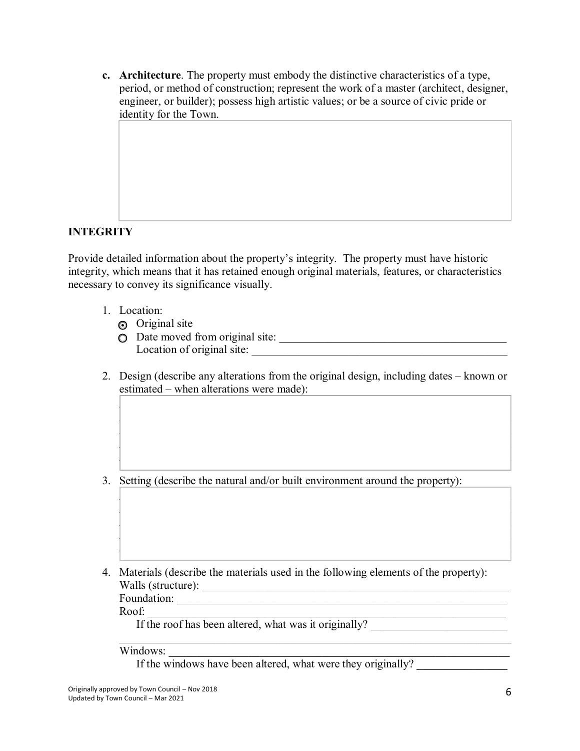c. **Architecture**. The property must embody the distinctive characteristics of a type, period, or method of construction; represent the work of a master (architect, designer, engineer, or builder); possess high artistic values; or be a source of civic pride or identity for the Town.

**INTEGRITY**

Provide detailed information about the property's integrity. The property must have historic integrity, which means that it has retained enough original materials, features, or characteristics necessary to convey its significance visually.

1. Location:
   - ◉ Original site
   - ○ Date moved from original site: ________________________________________
     Location of original site: ____________________________________________

2. Design (describe any alterations from the original design, including dates – known or estimated – when alterations were made):

3. Setting (describe the natural and/or built environment around the property):

4. Materials (describe the materials used in the following elements of the property):
   Walls (structure): ________________________________________________________
   Foundation: ______________________________________________________________
   Roof: ___________________________________________________________________
   If the roof has been altered, what was it originally? _______________________
   _________________________________________________________________________
   Windows: ________________________________________________________________
   If the windows have been altered, what were they originally? _______________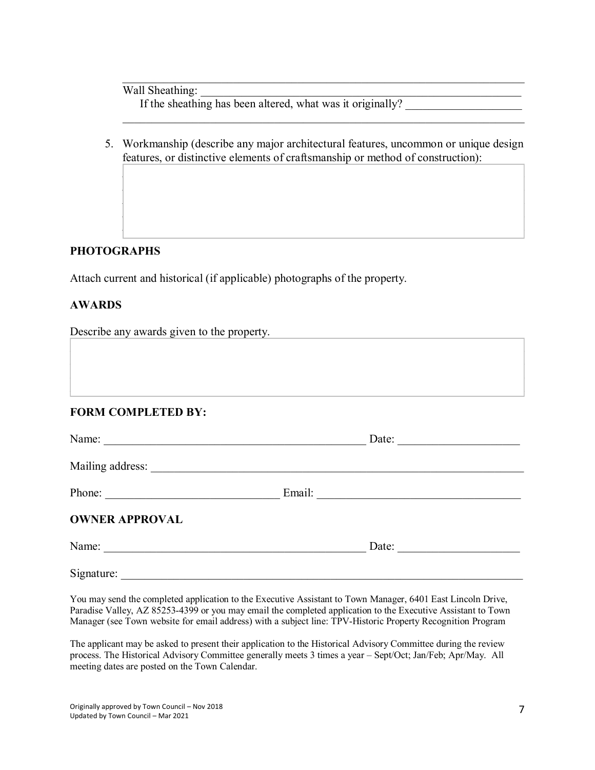\_\_\_\_\_\_\_\_\_\_\_\_\_\_\_\_\_\_\_\_\_\_\_\_\_\_\_\_\_\_\_\_\_\_\_\_\_\_\_\_\_\_\_\_\_\_\_\_\_\_\_\_\_\_\_\_\_\_\_\_\_\_

Wall Sheathing: \_\_\_\_\_\_\_\_\_\_\_\_\_\_\_\_\_\_\_\_\_\_\_\_\_\_\_\_\_\_\_\_\_\_\_\_\_\_\_\_\_\_\_\_\_\_\_\_\_\_\_\_\_\_

If the sheathing has been altered, what was it originally? \_\_\_\_\_\_\_\_\_\_\_\_\_\_\_\_\_\_\_\_

\_\_\_\_\_\_\_\_\_\_\_\_\_\_\_\_\_\_\_\_\_\_\_\_\_\_\_\_\_\_\_\_\_\_\_\_\_\_\_\_\_\_\_\_\_\_\_\_\_\_\_\_\_\_\_\_\_\_\_\_\_\_

5. Workmanship (describe any major architectural features, uncommon or unique design features, or distinctive elements of craftsmanship or method of construction):

## PHOTOGRAPHS

Attach current and historical (if applicable) photographs of the property.

## AWARDS

Describe any awards given to the property.

## FORM COMPLETED BY:

Name: \_\_\_\_\_\_\_\_\_\_\_\_\_\_\_\_\_\_\_\_\_\_\_\_\_\_\_\_\_\_\_\_\_\_\_\_\_\_\_\_\_\_\_\_\_\_ Date: \_\_\_\_\_\_\_\_\_\_\_\_\_\_\_\_\_\_\_\_\_

Mailing address: \_\_\_\_\_\_\_\_\_\_\_\_\_\_\_\_\_\_\_\_\_\_\_\_\_\_\_\_\_\_\_\_\_\_\_\_\_\_\_\_\_\_\_\_\_\_\_\_\_\_\_\_\_\_\_\_\_\_\_\_\_\_

Phone: \_\_\_\_\_\_\_\_\_\_\_\_\_\_\_\_\_\_\_\_\_\_\_\_\_\_\_\_\_\_ Email: \_\_\_\_\_\_\_\_\_\_\_\_\_\_\_\_\_\_\_\_\_\_\_\_\_\_\_\_\_\_\_\_\_\_\_

## OWNER APPROVAL

Name: \_\_\_\_\_\_\_\_\_\_\_\_\_\_\_\_\_\_\_\_\_\_\_\_\_\_\_\_\_\_\_\_\_\_\_\_\_\_\_\_\_\_\_\_\_\_ Date: \_\_\_\_\_\_\_\_\_\_\_\_\_\_\_\_\_\_\_\_\_

Signature: \_\_\_\_\_\_\_\_\_\_\_\_\_\_\_\_\_\_\_\_\_\_\_\_\_\_\_\_\_\_\_\_\_\_\_\_\_\_\_\_\_\_\_\_\_\_\_\_\_\_\_\_\_\_\_\_\_\_\_\_\_\_\_\_\_\_\_\_\_

You may send the completed application to the Executive Assistant to Town Manager, 6401 East Lincoln Drive, Paradise Valley, AZ 85253-4399 or you may email the completed application to the Executive Assistant to Town Manager (see Town website for email address) with a subject line: TPV-Historic Property Recognition Program

The applicant may be asked to present their application to the Historical Advisory Committee during the review process. The Historical Advisory Committee generally meets 3 times a year – Sept/Oct; Jan/Feb; Apr/May. All meeting dates are posted on the Town Calendar.

Originally approved by Town Council – Nov 2018
Updated by Town Council – Mar 2021